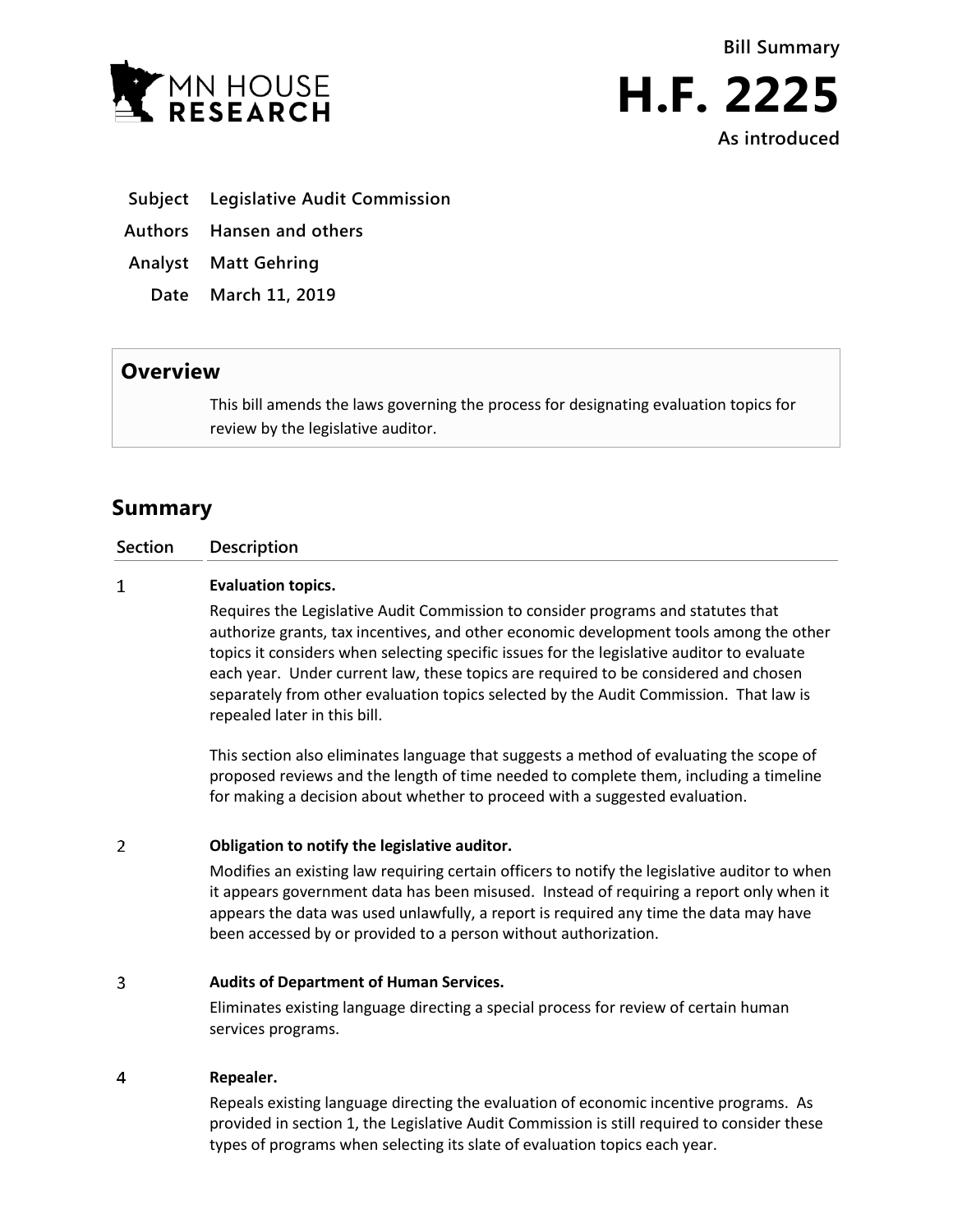MN HOUSE RESEARCH

**Bill Summary**

# H.F. 2225

**As introduced**

| | |
|---|---|
| **Subject** | **Legislative Audit Commission** |
| **Authors** | **Hansen and others** |
| **Analyst** | **Matt Gehring** |
| **Date** | **March 11, 2019** |

## Overview

This bill amends the laws governing the process for designating evaluation topics for review by the legislative auditor.

## Summary

| Section | Description |
|---|---|
| 1 | **Evaluation topics.**<br><br>Requires the Legislative Audit Commission to consider programs and statutes that authorize grants, tax incentives, and other economic development tools among the other topics it considers when selecting specific issues for the legislative auditor to evaluate each year. Under current law, these topics are required to be considered and chosen separately from other evaluation topics selected by the Audit Commission. That law is repealed later in this bill.<br><br>This section also eliminates language that suggests a method of evaluating the scope of proposed reviews and the length of time needed to complete them, including a timeline for making a decision about whether to proceed with a suggested evaluation. |
| 2 | **Obligation to notify the legislative auditor.**<br><br>Modifies an existing law requiring certain officers to notify the legislative auditor to when it appears government data has been misused. Instead of requiring a report only when it appears the data was used unlawfully, a report is required any time the data may have been accessed by or provided to a person without authorization. |
| 3 | **Audits of Department of Human Services.**<br><br>Eliminates existing language directing a special process for review of certain human services programs. |
| 4 | **Repealer.**<br><br>Repeals existing language directing the evaluation of economic incentive programs. As provided in section 1, the Legislative Audit Commission is still required to consider these types of programs when selecting its slate of evaluation topics each year. |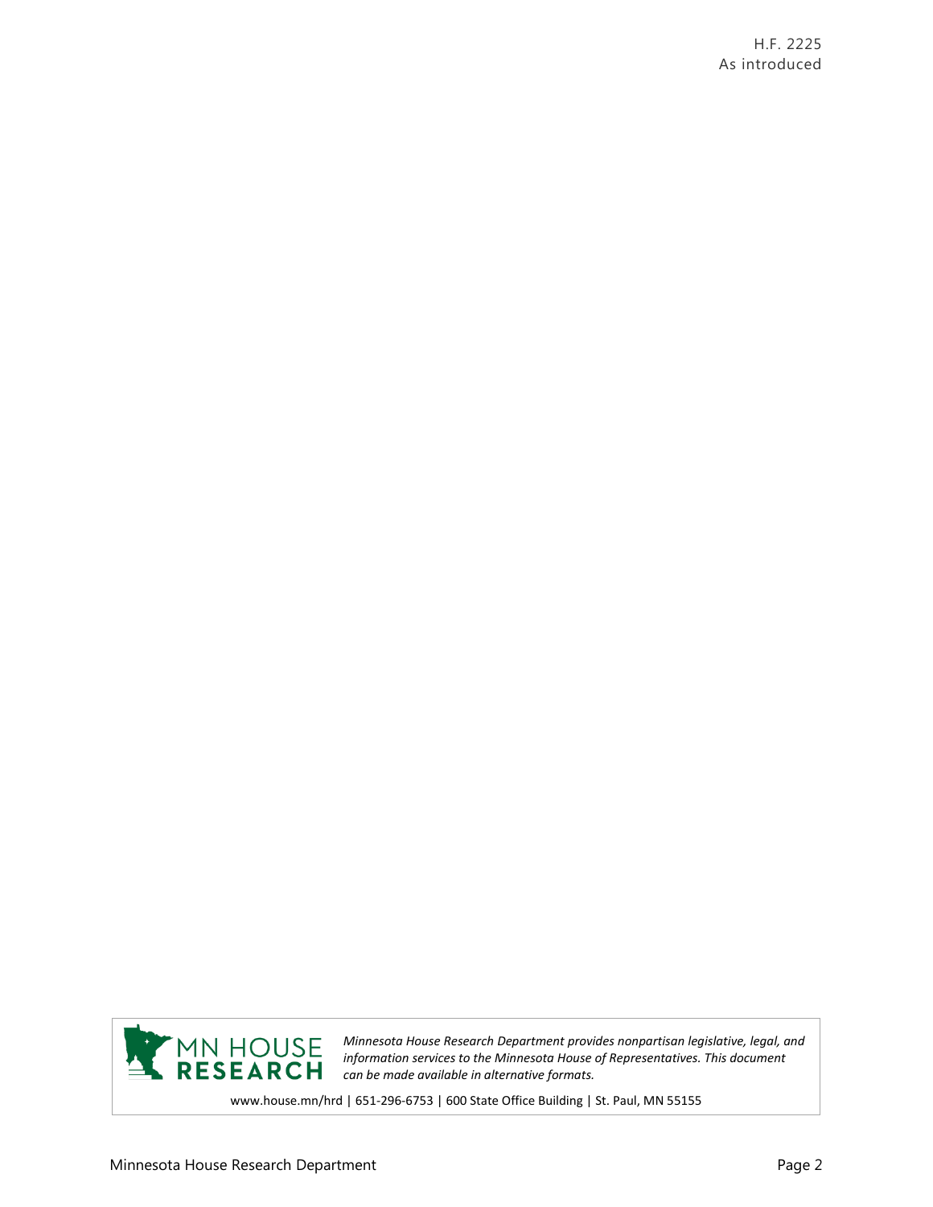Minnesota House Research Department provides nonpartisan legislative, legal, and information services to the Minnesota House of Representatives. This document can be made available in alternative formats.

www.house.mn/hrd | 651-296-6753 | 600 State Office Building | St. Paul, MN 55155